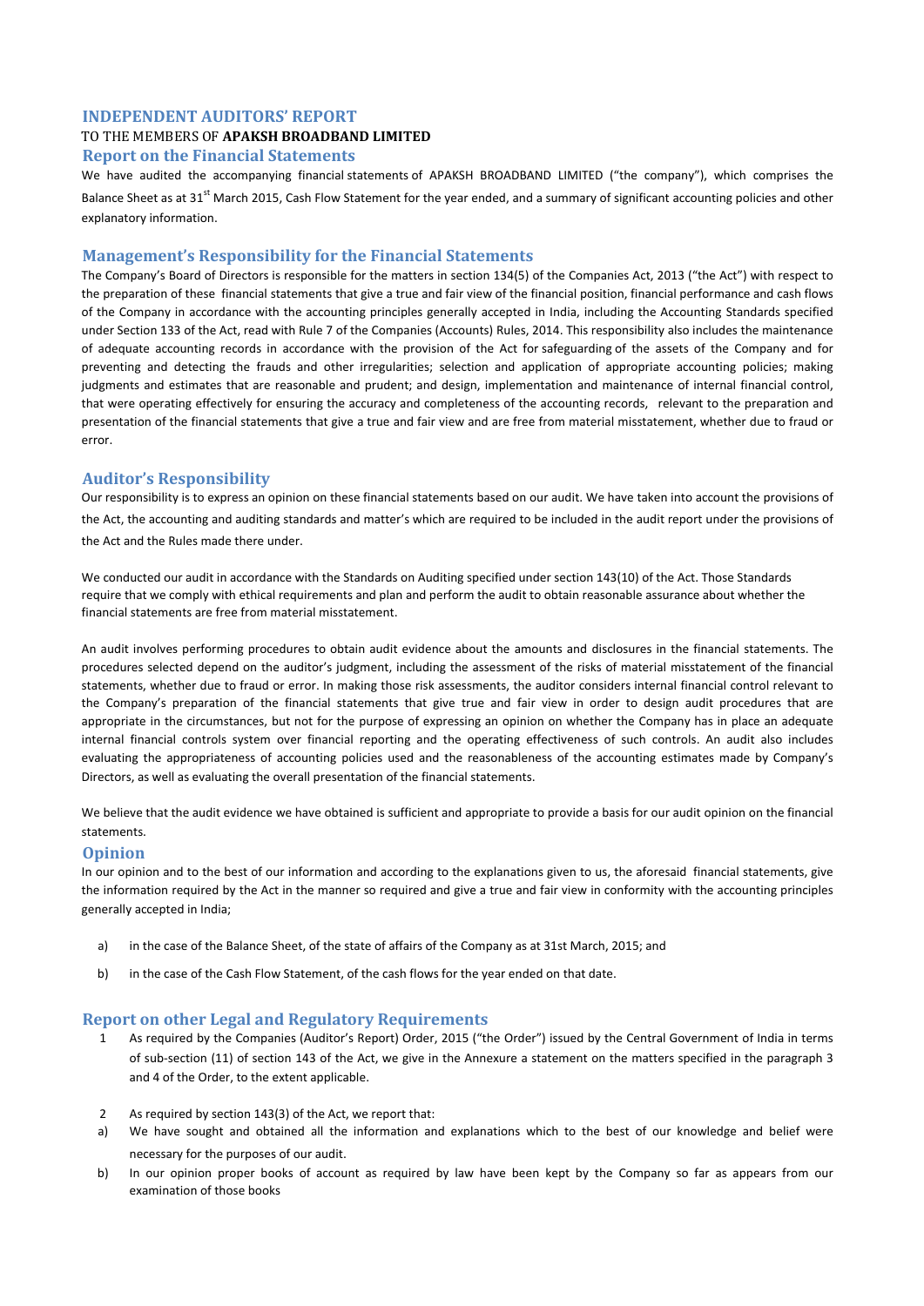## INDEPENDENT AUDITORS' REPORT

TO THE MEMBERS OF **APAKSH BROADBAND LIMITED**

### Report on the Financial Statements

We have audited the accompanying financial statements of APAKSH BROADBAND LIMITED ("the company"), which comprises the Balance Sheet as at 31st March 2015, Cash Flow Statement for the year ended, and a summary of significant accounting policies and other explanatory information.

### Management's Responsibility for the Financial Statements

The Company's Board of Directors is responsible for the matters in section 134(5) of the Companies Act, 2013 ("the Act") with respect to the preparation of these financial statements that give a true and fair view of the financial position, financial performance and cash flows of the Company in accordance with the accounting principles generally accepted in India, including the Accounting Standards specified under Section 133 of the Act, read with Rule 7 of the Companies (Accounts) Rules, 2014. This responsibility also includes the maintenance of adequate accounting records in accordance with the provision of the Act for safeguarding of the assets of the Company and for preventing and detecting the frauds and other irregularities; selection and application of appropriate accounting policies; making judgments and estimates that are reasonable and prudent; and design, implementation and maintenance of internal financial control, that were operating effectively for ensuring the accuracy and completeness of the accounting records, relevant to the preparation and presentation of the financial statements that give a true and fair view and are free from material misstatement, whether due to fraud or error.

### Auditor's Responsibility

Our responsibility is to express an opinion on these financial statements based on our audit. We have taken into account the provisions of the Act, the accounting and auditing standards and matter's which are required to be included in the audit report under the provisions of the Act and the Rules made there under.

We conducted our audit in accordance with the Standards on Auditing specified under section 143(10) of the Act. Those Standards require that we comply with ethical requirements and plan and perform the audit to obtain reasonable assurance about whether the financial statements are free from material misstatement.

An audit involves performing procedures to obtain audit evidence about the amounts and disclosures in the financial statements. The procedures selected depend on the auditor's judgment, including the assessment of the risks of material misstatement of the financial statements, whether due to fraud or error. In making those risk assessments, the auditor considers internal financial control relevant to the Company's preparation of the financial statements that give true and fair view in order to design audit procedures that are appropriate in the circumstances, but not for the purpose of expressing an opinion on whether the Company has in place an adequate internal financial controls system over financial reporting and the operating effectiveness of such controls. An audit also includes evaluating the appropriateness of accounting policies used and the reasonableness of the accounting estimates made by Company's Directors, as well as evaluating the overall presentation of the financial statements.

We believe that the audit evidence we have obtained is sufficient and appropriate to provide a basis for our audit opinion on the financial statements.

### Opinion

In our opinion and to the best of our information and according to the explanations given to us, the aforesaid financial statements, give the information required by the Act in the manner so required and give a true and fair view in conformity with the accounting principles generally accepted in India;

a) in the case of the Balance Sheet, of the state of affairs of the Company as at 31st March, 2015; and

b) in the case of the Cash Flow Statement, of the cash flows for the year ended on that date.

### Report on other Legal and Regulatory Requirements

1 As required by the Companies (Auditor's Report) Order, 2015 ("the Order") issued by the Central Government of India in terms of sub-section (11) of section 143 of the Act, we give in the Annexure a statement on the matters specified in the paragraph 3 and 4 of the Order, to the extent applicable.

2 As required by section 143(3) of the Act, we report that:

a) We have sought and obtained all the information and explanations which to the best of our knowledge and belief were necessary for the purposes of our audit.

b) In our opinion proper books of account as required by law have been kept by the Company so far as appears from our examination of those books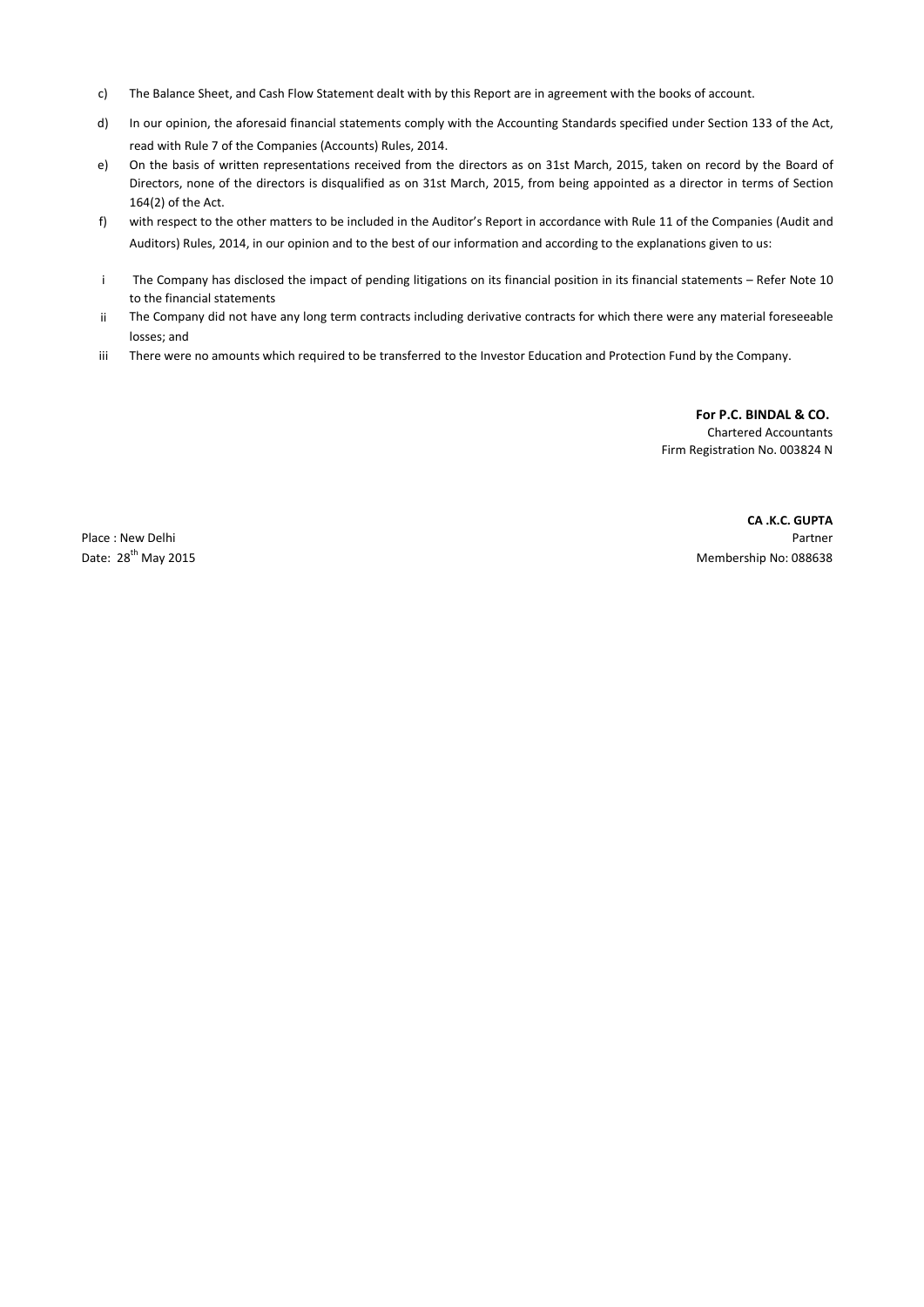c) The Balance Sheet, and Cash Flow Statement dealt with by this Report are in agreement with the books of account.

d) In our opinion, the aforesaid financial statements comply with the Accounting Standards specified under Section 133 of the Act, read with Rule 7 of the Companies (Accounts) Rules, 2014.

e) On the basis of written representations received from the directors as on 31st March, 2015, taken on record by the Board of Directors, none of the directors is disqualified as on 31st March, 2015, from being appointed as a director in terms of Section 164(2) of the Act.

f) with respect to the other matters to be included in the Auditor's Report in accordance with Rule 11 of the Companies (Audit and Auditors) Rules, 2014, in our opinion and to the best of our information and according to the explanations given to us:

i The Company has disclosed the impact of pending litigations on its financial position in its financial statements – Refer Note 10 to the financial statements

ii The Company did not have any long term contracts including derivative contracts for which there were any material foreseeable losses; and

iii There were no amounts which required to be transferred to the Investor Education and Protection Fund by the Company.

**For P.C. BINDAL & CO.**
Chartered Accountants
Firm Registration No. 003824 N

**CA .K.C. GUPTA**
Partner
Membership No: 088638

Place : New Delhi
Date: 28th May 2015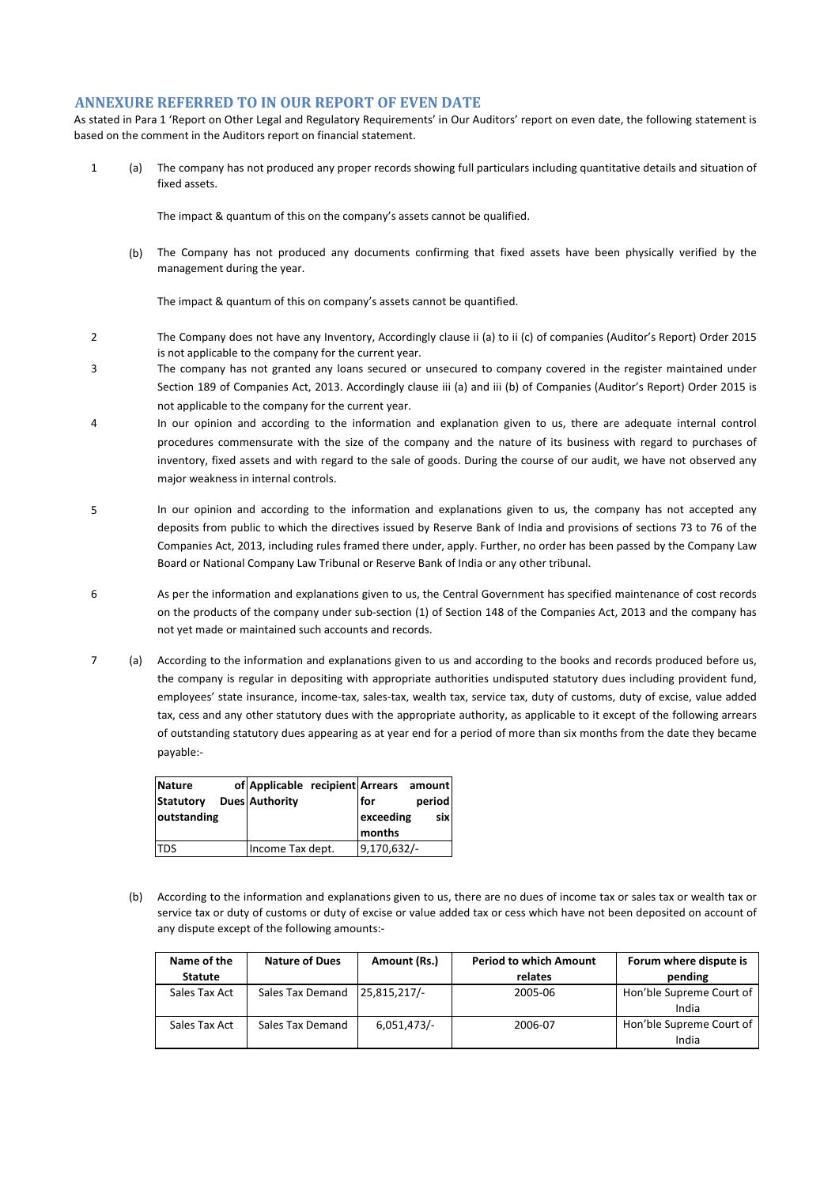## ANNEXURE REFERRED TO IN OUR REPORT OF EVEN DATE

As stated in Para 1 'Report on Other Legal and Regulatory Requirements' in Our Auditors' report on even date, the following statement is based on the comment in the Auditors report on financial statement.

1 (a) The company has not produced any proper records showing full particulars including quantitative details and situation of fixed assets.

The impact & quantum of this on the company's assets cannot be qualified.

(b) The Company has not produced any documents confirming that fixed assets have been physically verified by the management during the year.

The impact & quantum of this on company's assets cannot be quantified.

2 The Company does not have any Inventory, Accordingly clause ii (a) to ii (c) of companies (Auditor's Report) Order 2015 is not applicable to the company for the current year.

3 The company has not granted any loans secured or unsecured to company covered in the register maintained under Section 189 of Companies Act, 2013. Accordingly clause iii (a) and iii (b) of Companies (Auditor's Report) Order 2015 is not applicable to the company for the current year.

4 In our opinion and according to the information and explanation given to us, there are adequate internal control procedures commensurate with the size of the company and the nature of its business with regard to purchases of inventory, fixed assets and with regard to the sale of goods. During the course of our audit, we have not observed any major weakness in internal controls.

5 In our opinion and according to the information and explanations given to us, the company has not accepted any deposits from public to which the directives issued by Reserve Bank of India and provisions of sections 73 to 76 of the Companies Act, 2013, including rules framed there under, apply. Further, no order has been passed by the Company Law Board or National Company Law Tribunal or Reserve Bank of India or any other tribunal.

6 As per the information and explanations given to us, the Central Government has specified maintenance of cost records on the products of the company under sub-section (1) of Section 148 of the Companies Act, 2013 and the company has not yet made or maintained such accounts and records.

7 (a) According to the information and explanations given to us and according to the books and records produced before us, the company is regular in depositing with appropriate authorities undisputed statutory dues including provident fund, employees' state insurance, income-tax, sales-tax, wealth tax, service tax, duty of customs, duty of excise, value added tax, cess and any other statutory dues with the appropriate authority, as applicable to it except of the following arrears of outstanding statutory dues appearing as at year end for a period of more than six months from the date they became payable:-

| Nature of Statutory Dues outstanding | Applicable recipient Authority | Arrears amount for period exceeding six months |
|---|---|---|
| TDS | Income Tax dept. | 9,170,632/- |

(b) According to the information and explanations given to us, there are no dues of income tax or sales tax or wealth tax or service tax or duty of customs or duty of excise or value added tax or cess which have not been deposited on account of any dispute except of the following amounts:-

| Name of the Statute | Nature of Dues | Amount (Rs.) | Period to which Amount relates | Forum where dispute is pending |
|---|---|---|---|---|
| Sales Tax Act | Sales Tax Demand | 25,815,217/- | 2005-06 | Hon'ble Supreme Court of India |
| Sales Tax Act | Sales Tax Demand | 6,051,473/- | 2006-07 | Hon'ble Supreme Court of India |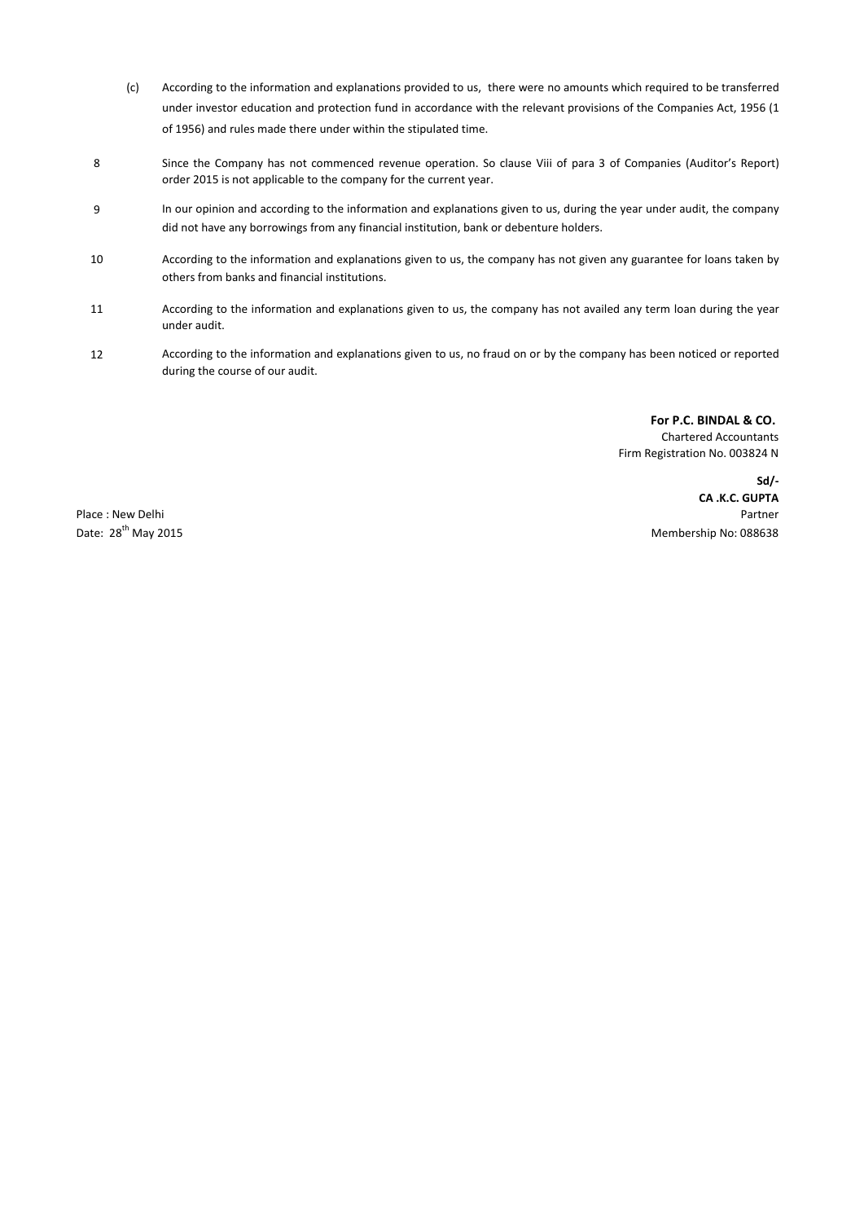(c) According to the information and explanations provided to us, there were no amounts which required to be transferred under investor education and protection fund in accordance with the relevant provisions of the Companies Act, 1956 (1 of 1956) and rules made there under within the stipulated time.

8. Since the Company has not commenced revenue operation. So clause Viii of para 3 of Companies (Auditor's Report) order 2015 is not applicable to the company for the current year.

9. In our opinion and according to the information and explanations given to us, during the year under audit, the company did not have any borrowings from any financial institution, bank or debenture holders.

10. According to the information and explanations given to us, the company has not given any guarantee for loans taken by others from banks and financial institutions.

11. According to the information and explanations given to us, the company has not availed any term loan during the year under audit.

12. According to the information and explanations given to us, no fraud on or by the company has been noticed or reported during the course of our audit.

**For P.C. BINDAL & CO.**
Chartered Accountants
Firm Registration No. 003824 N

**Sd/-**
**CA .K.C. GUPTA**
Partner
Membership No: 088638

Place : New Delhi
Date: 28th May 2015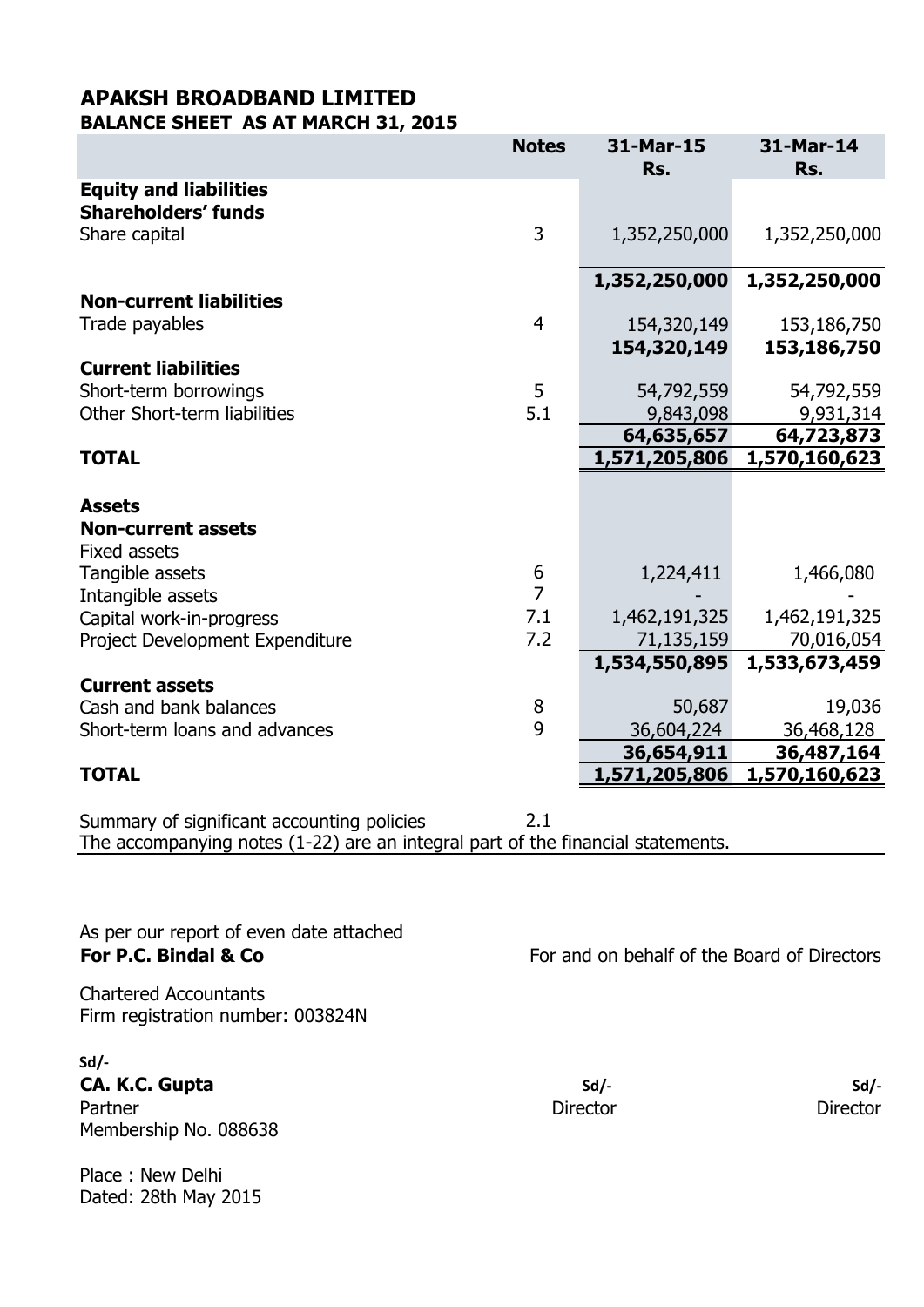# APAKSH BROADBAND LIMITED
## BALANCE SHEET AS AT MARCH 31, 2015

| | Notes | 31-Mar-15<br>Rs. | 31-Mar-14<br>Rs. |
|---|---|---|---|
| **Equity and liabilities** | | | |
| **Shareholders' funds** | | | |
| Share capital | 3 | 1,352,250,000 | 1,352,250,000 |
| | | **1,352,250,000** | **1,352,250,000** |
| **Non-current liabilities** | | | |
| Trade payables | 4 | 154,320,149 | 153,186,750 |
| | | **154,320,149** | **153,186,750** |
| **Current liabilities** | | | |
| Short-term borrowings | 5 | 54,792,559 | 54,792,559 |
| Other Short-term liabilities | 5.1 | 9,843,098 | 9,931,314 |
| | | **64,635,657** | **64,723,873** |
| **TOTAL** | | **1,571,205,806** | **1,570,160,623** |
| | | | |
| **Assets** | | | |
| **Non-current assets** | | | |
| Fixed assets | | | |
| Tangible assets | 6 | 1,224,411 | 1,466,080 |
| Intangible assets | 7 | - | - |
| Capital work-in-progress | 7.1 | 1,462,191,325 | 1,462,191,325 |
| Project Development Expenditure | 7.2 | 71,135,159 | 70,016,054 |
| | | **1,534,550,895** | **1,533,673,459** |
| **Current assets** | | | |
| Cash and bank balances | 8 | 50,687 | 19,036 |
| Short-term loans and advances | 9 | 36,604,224 | 36,468,128 |
| | | **36,654,911** | **36,487,164** |
| **TOTAL** | | **1,571,205,806** | **1,570,160,623** |

Summary of significant accounting policies 2.1

The accompanying notes (1-22) are an integral part of the financial statements.

As per our report of even date attached

**For P.C. Bindal & Co**

Chartered Accountants

Firm registration number: 003824N

For and on behalf of the Board of Directors

Sd/-

**CA. K.C. Gupta**

Partner

Membership No. 088638

Sd/-

Director

Sd/-

Director

Place : New Delhi

Dated: 28th May 2015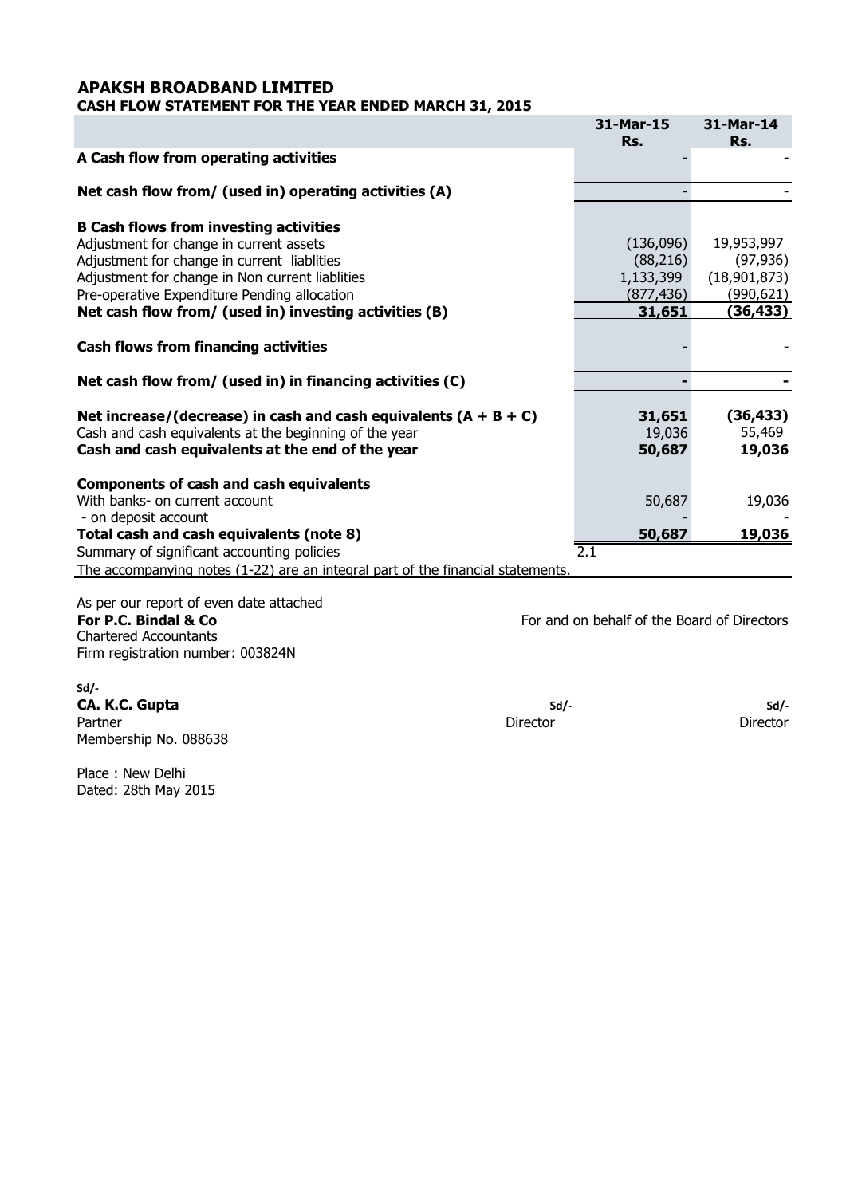# APAKSH BROADBAND LIMITED

## CASH FLOW STATEMENT FOR THE YEAR ENDED MARCH 31, 2015

| | 31-Mar-15 Rs. | 31-Mar-14 Rs. |
|---|---|---|
| **A Cash flow from operating activities** | - | - |
| | | |
| **Net cash flow from/ (used in) operating activities (A)** | - | - |
| | | |
| **B Cash flows from investing activities** | | |
| Adjustment for change in current assets | (136,096) | 19,953,997 |
| Adjustment for change in current liablities | (88,216) | (97,936) |
| Adjustment for change in Non current liablities | 1,133,399 | (18,901,873) |
| Pre-operative Expenditure Pending allocation | (877,436) | (990,621) |
| **Net cash flow from/ (used in) investing activities (B)** | **31,651** | **(36,433)** |
| | | |
| **Cash flows from financing activities** | - | - |
| | | |
| **Net cash flow from/ (used in) in financing activities (C)** | **-** | **-** |
| | | |
| **Net increase/(decrease) in cash and cash equivalents (A + B + C)** | **31,651** | **(36,433)** |
| Cash and cash equivalents at the beginning of the year | 19,036 | 55,469 |
| **Cash and cash equivalents at the end of the year** | **50,687** | **19,036** |
| | | |
| **Components of cash and cash equivalents** | | |
| With banks- on current account | 50,687 | 19,036 |
| - on deposit account | - | - |
| **Total cash and cash equivalents (note 8)** | **50,687** | **19,036** |
| Summary of significant accounting policies | 2.1 | |

The accompanying notes (1-22) are an integral part of the financial statements.

As per our report of even date attached

**For P.C. Bindal & Co**
Chartered Accountants
Firm registration number: 003824N

For and on behalf of the Board of Directors

Sd/-
**CA. K.C. Gupta**
Partner
Membership No. 088638

Sd/-
Director

Sd/-
Director

Place : New Delhi
Dated: 28th May 2015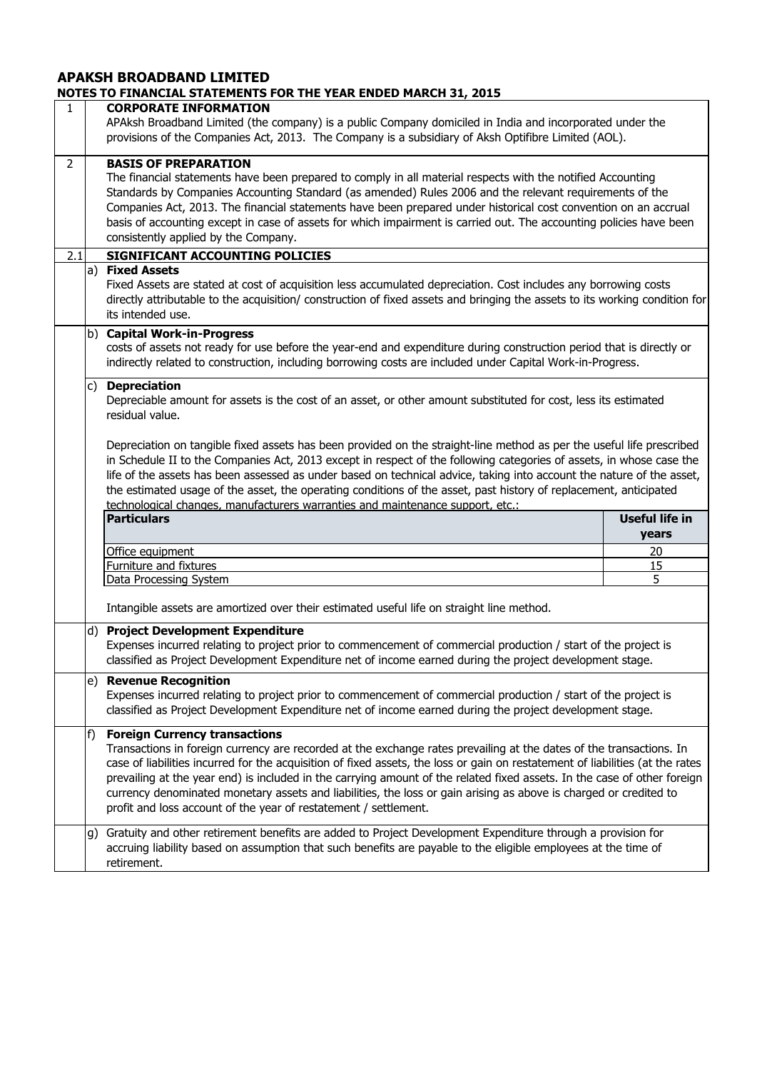# APAKSH BROADBAND LIMITED

## NOTES TO FINANCIAL STATEMENTS FOR THE YEAR ENDED MARCH 31, 2015

### 1 CORPORATE INFORMATION

APAksh Broadband Limited (the company) is a public Company domiciled in India and incorporated under the provisions of the Companies Act, 2013. The Company is a subsidiary of Aksh Optifibre Limited (AOL).

### 2 BASIS OF PREPARATION

The financial statements have been prepared to comply in all material respects with the notified Accounting Standards by Companies Accounting Standard (as amended) Rules 2006 and the relevant requirements of the Companies Act, 2013. The financial statements have been prepared under historical cost convention on an accrual basis of accounting except in case of assets for which impairment is carried out. The accounting policies have been consistently applied by the Company.

### 2.1 SIGNIFICANT ACCOUNTING POLICIES

**a) Fixed Assets**

Fixed Assets are stated at cost of acquisition less accumulated depreciation. Cost includes any borrowing costs directly attributable to the acquisition/ construction of fixed assets and bringing the assets to its working condition for its intended use.

**b) Capital Work-in-Progress**

costs of assets not ready for use before the year-end and expenditure during construction period that is directly or indirectly related to construction, including borrowing costs are included under Capital Work-in-Progress.

**c) Depreciation**

Depreciable amount for assets is the cost of an asset, or other amount substituted for cost, less its estimated residual value.

Depreciation on tangible fixed assets has been provided on the straight-line method as per the useful life prescribed in Schedule II to the Companies Act, 2013 except in respect of the following categories of assets, in whose case the life of the assets has been assessed as under based on technical advice, taking into account the nature of the asset, the estimated usage of the asset, the operating conditions of the asset, past history of replacement, anticipated technological changes, manufacturers warranties and maintenance support, etc.:

| Particulars | Useful life in years |
|---|---|
| Office equipment | 20 |
| Furniture and fixtures | 15 |
| Data Processing System | 5 |

Intangible assets are amortized over their estimated useful life on straight line method.

**d) Project Development Expenditure**

Expenses incurred relating to project prior to commencement of commercial production / start of the project is classified as Project Development Expenditure net of income earned during the project development stage.

**e) Revenue Recognition**

Expenses incurred relating to project prior to commencement of commercial production / start of the project is classified as Project Development Expenditure net of income earned during the project development stage.

**f) Foreign Currency transactions**

Transactions in foreign currency are recorded at the exchange rates prevailing at the dates of the transactions. In case of liabilities incurred for the acquisition of fixed assets, the loss or gain on restatement of liabilities (at the rates prevailing at the year end) is included in the carrying amount of the related fixed assets. In the case of other foreign currency denominated monetary assets and liabilities, the loss or gain arising as above is charged or credited to profit and loss account of the year of restatement / settlement.

g) Gratuity and other retirement benefits are added to Project Development Expenditure through a provision for accruing liability based on assumption that such benefits are payable to the eligible employees at the time of retirement.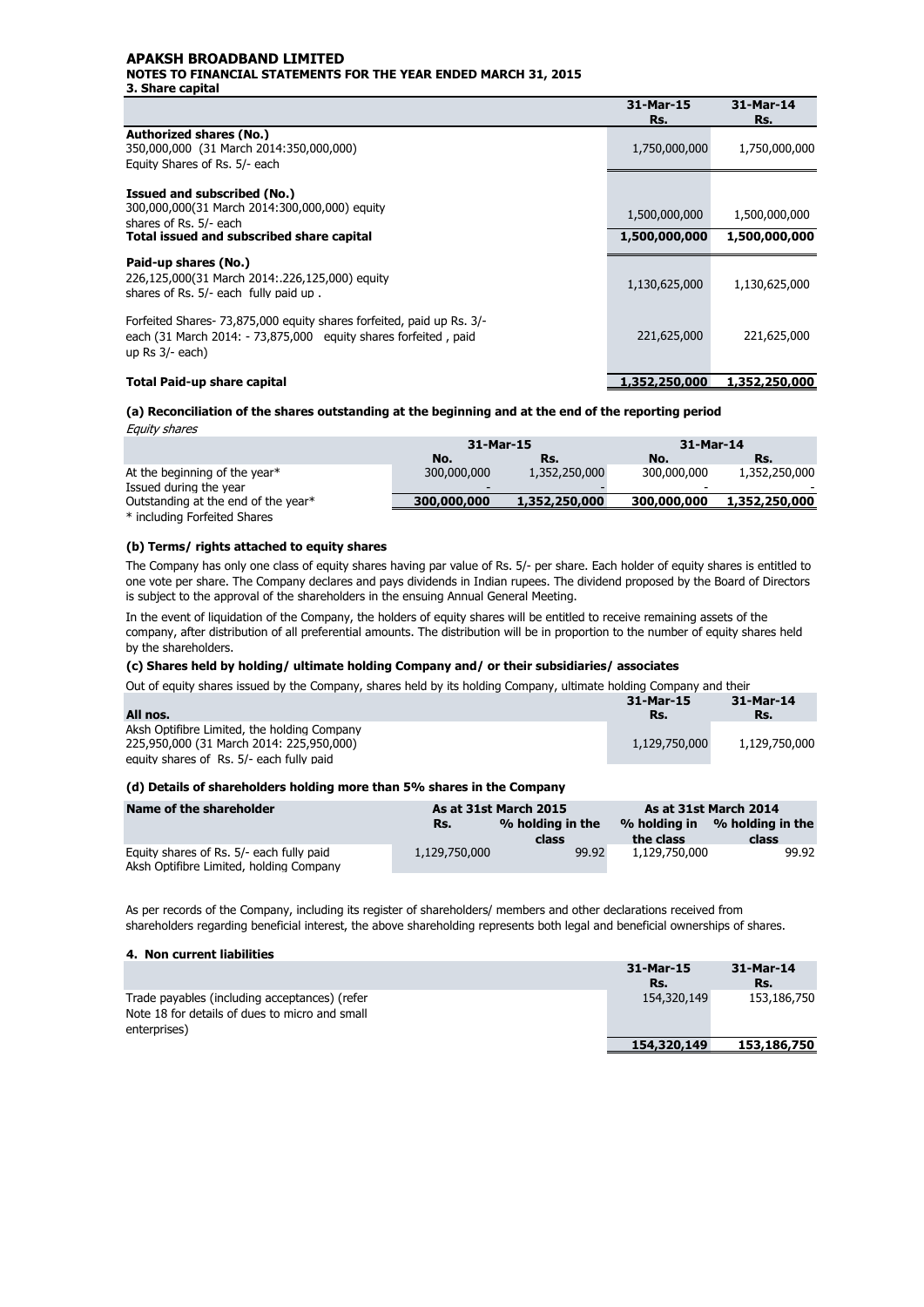# APAKSH BROADBAND LIMITED

## NOTES TO FINANCIAL STATEMENTS FOR THE YEAR ENDED MARCH 31, 2015

### 3. Share capital

| | 31-Mar-15 Rs. | 31-Mar-14 Rs. |
|---|---|---|
| **Authorized shares (No.)** | | |
| 350,000,000 (31 March 2014:350,000,000) Equity Shares of Rs. 5/- each | 1,750,000,000 | 1,750,000,000 |
| **Issued and subscribed (No.)** | | |
| 300,000,000(31 March 2014:300,000,000) equity shares of Rs. 5/- each | 1,500,000,000 | 1,500,000,000 |
| **Total issued and subscribed share capital** | **1,500,000,000** | **1,500,000,000** |
| **Paid-up shares (No.)** | | |
| 226,125,000(31 March 2014:.226,125,000) equity shares of Rs. 5/- each fully paid up . | 1,130,625,000 | 1,130,625,000 |
| Forfeited Shares- 73,875,000 equity shares forfeited, paid up Rs. 3/- each (31 March 2014: - 73,875,000 equity shares forfeited , paid up Rs 3/- each) | 221,625,000 | 221,625,000 |
| **Total Paid-up share capital** | **1,352,250,000** | **1,352,250,000** |

#### (a) Reconciliation of the shares outstanding at the beginning and at the end of the reporting period

*Equity shares*

| | 31-Mar-15 | | 31-Mar-14 | |
|---|---|---|---|---|
| | No. | Rs. | No. | Rs. |
| At the beginning of the year* | 300,000,000 | 1,352,250,000 | 300,000,000 | 1,352,250,000 |
| Issued during the year | - | - | - | - |
| Outstanding at the end of the year* | **300,000,000** | **1,352,250,000** | **300,000,000** | **1,352,250,000** |

\* including Forfeited Shares

#### (b) Terms/ rights attached to equity shares

The Company has only one class of equity shares having par value of Rs. 5/- per share. Each holder of equity shares is entitled to one vote per share. The Company declares and pays dividends in Indian rupees. The dividend proposed by the Board of Directors is subject to the approval of the shareholders in the ensuing Annual General Meeting.

In the event of liquidation of the Company, the holders of equity shares will be entitled to receive remaining assets of the company, after distribution of all preferential amounts. The distribution will be in proportion to the number of equity shares held by the shareholders.

#### (c) Shares held by holding/ ultimate holding Company and/ or their subsidiaries/ associates

Out of equity shares issued by the Company, shares held by its holding Company, ultimate holding Company and their

| All nos. | 31-Mar-15 Rs. | 31-Mar-14 Rs. |
|---|---|---|
| Aksh Optifibre Limited, the holding Company 225,950,000 (31 March 2014: 225,950,000) equity shares of Rs. 5/- each fully paid | 1,129,750,000 | 1,129,750,000 |

#### (d) Details of shareholders holding more than 5% shares in the Company

| Name of the shareholder | As at 31st March 2015 | | As at 31st March 2014 | |
|---|---|---|---|---|
| | Rs. | % holding in the class | % holding in the class | % holding in the class |
| Equity shares of Rs. 5/- each fully paid Aksh Optifibre Limited, holding Company | 1,129,750,000 | 99.92 | 1,129,750,000 | 99.92 |

As per records of the Company, including its register of shareholders/ members and other declarations received from shareholders regarding beneficial interest, the above shareholding represents both legal and beneficial ownerships of shares.

### 4. Non current liabilities

| | 31-Mar-15 Rs. | 31-Mar-14 Rs. |
|---|---|---|
| Trade payables (including acceptances) (refer Note 18 for details of dues to micro and small enterprises) | 154,320,149 | 153,186,750 |
| | **154,320,149** | **153,186,750** |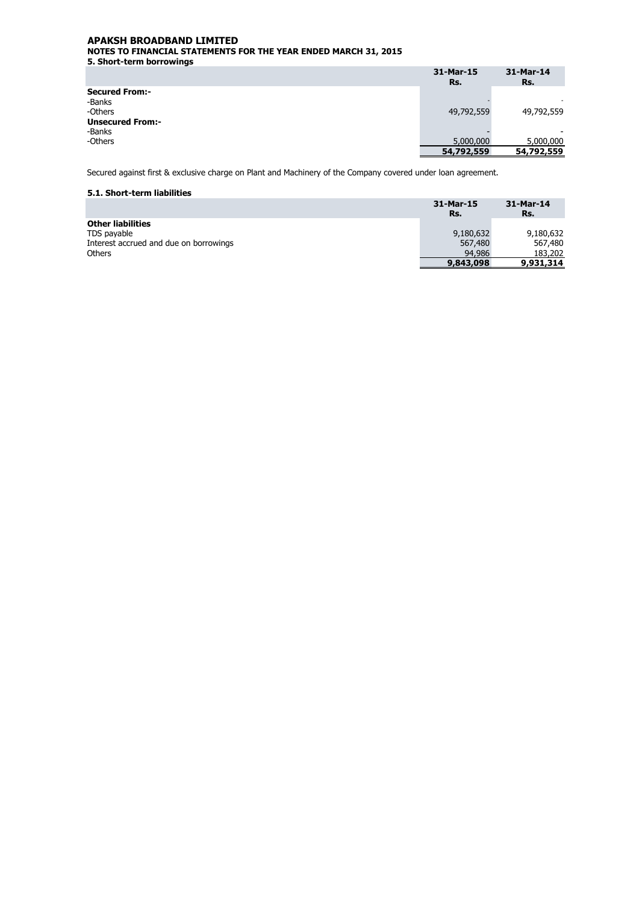# APAKSH BROADBAND LIMITED

## NOTES TO FINANCIAL STATEMENTS FOR THE YEAR ENDED MARCH 31, 2015

### 5. Short-term borrowings

| | 31-Mar-15<br>Rs. | 31-Mar-14<br>Rs. |
|---|---|---|
| **Secured From:-** | | |
| -Banks | - | - |
| -Others | 49,792,559 | 49,792,559 |
| **Unsecured From:-** | | |
| -Banks | - | - |
| -Others | 5,000,000 | 5,000,000 |
| | **54,792,559** | **54,792,559** |

Secured against first & exclusive charge on Plant and Machinery of the Company covered under loan agreement.

### 5.1. Short-term liabilities

| | 31-Mar-15<br>Rs. | 31-Mar-14<br>Rs. |
|---|---|---|
| **Other liabilities** | | |
| TDS payable | 9,180,632 | 9,180,632 |
| Interest accrued and due on borrowings | 567,480 | 567,480 |
| Others | 94,986 | 183,202 |
| | **9,843,098** | **9,931,314** |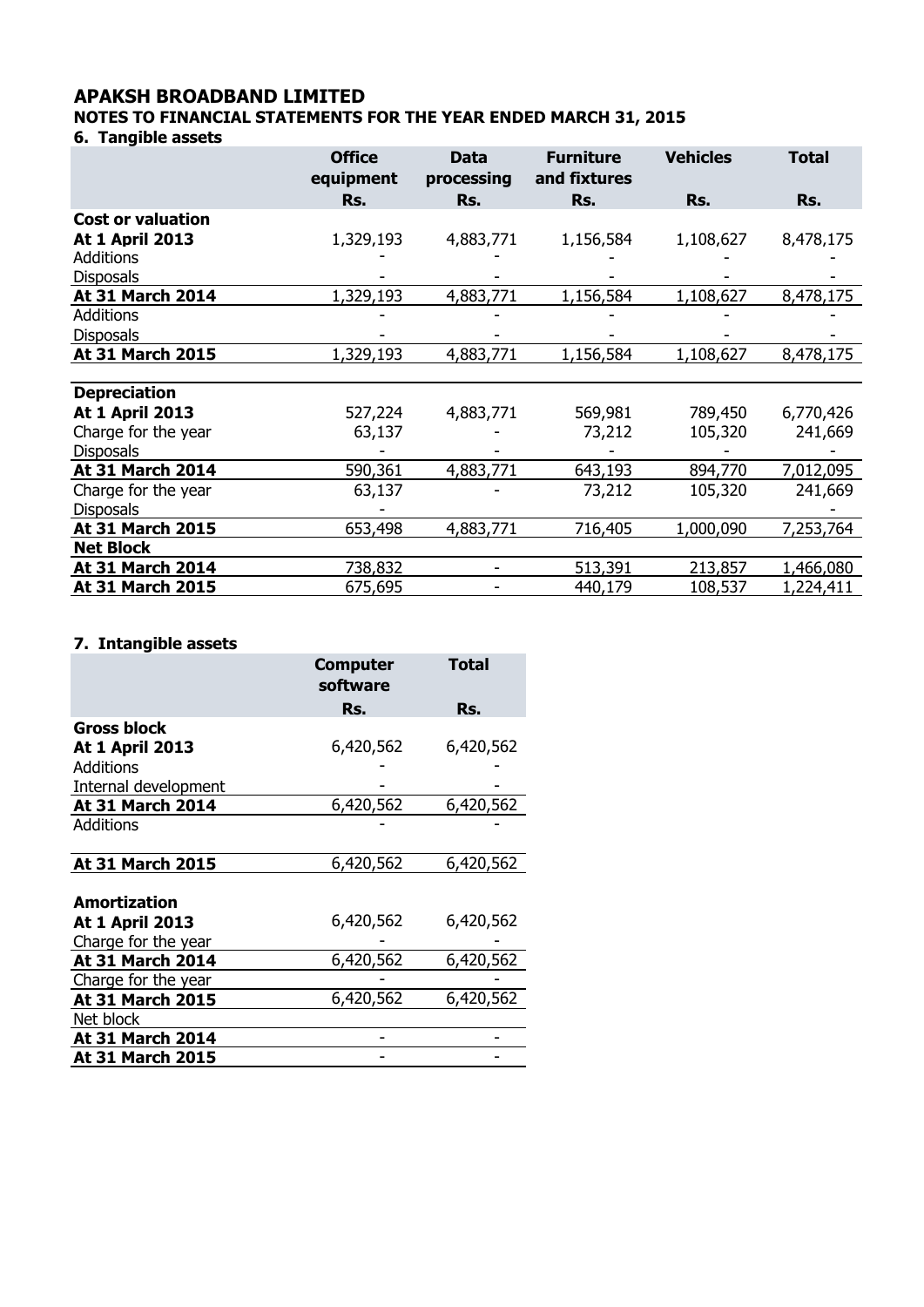# APAKSH BROADBAND LIMITED

## NOTES TO FINANCIAL STATEMENTS FOR THE YEAR ENDED MARCH 31, 2015

### 6. Tangible assets

| | Office equipment | Data processing | Furniture and fixtures | Vehicles | Total |
|---|---|---|---|---|---|
| | Rs. | Rs. | Rs. | Rs. | Rs. |
| **Cost or valuation** | | | | | |
| **At 1 April 2013** | 1,329,193 | 4,883,771 | 1,156,584 | 1,108,627 | 8,478,175 |
| Additions | - | - | - | - | - |
| Disposals | - | - | - | - | - |
| **At 31 March 2014** | 1,329,193 | 4,883,771 | 1,156,584 | 1,108,627 | 8,478,175 |
| Additions | - | - | - | - | - |
| Disposals | - | - | - | - | - |
| **At 31 March 2015** | 1,329,193 | 4,883,771 | 1,156,584 | 1,108,627 | 8,478,175 |
| | | | | | |
| **Depreciation** | | | | | |
| **At 1 April 2013** | 527,224 | 4,883,771 | 569,981 | 789,450 | 6,770,426 |
| Charge for the year | 63,137 | - | 73,212 | 105,320 | 241,669 |
| Disposals | - | - | - | - | - |
| **At 31 March 2014** | 590,361 | 4,883,771 | 643,193 | 894,770 | 7,012,095 |
| Charge for the year | 63,137 | - | 73,212 | 105,320 | 241,669 |
| Disposals | - | | | | - |
| **At 31 March 2015** | 653,498 | 4,883,771 | 716,405 | 1,000,090 | 7,253,764 |
| **Net Block** | | | | | |
| **At 31 March 2014** | 738,832 | - | 513,391 | 213,857 | 1,466,080 |
| **At 31 March 2015** | 675,695 | - | 440,179 | 108,537 | 1,224,411 |

### 7. Intangible assets

| | Computer software | Total |
|---|---|---|
| | Rs. | Rs. |
| **Gross block** | | |
| **At 1 April 2013** | 6,420,562 | 6,420,562 |
| Additions | - | - |
| Internal development | - | - |
| **At 31 March 2014** | 6,420,562 | 6,420,562 |
| Additions | - | - |
| | | |
| **At 31 March 2015** | 6,420,562 | 6,420,562 |
| | | |
| **Amortization** | | |
| **At 1 April 2013** | 6,420,562 | 6,420,562 |
| Charge for the year | - | - |
| **At 31 March 2014** | 6,420,562 | 6,420,562 |
| Charge for the year | - | - |
| **At 31 March 2015** | 6,420,562 | 6,420,562 |
| Net block | | |
| **At 31 March 2014** | - | - |
| **At 31 March 2015** | - | - |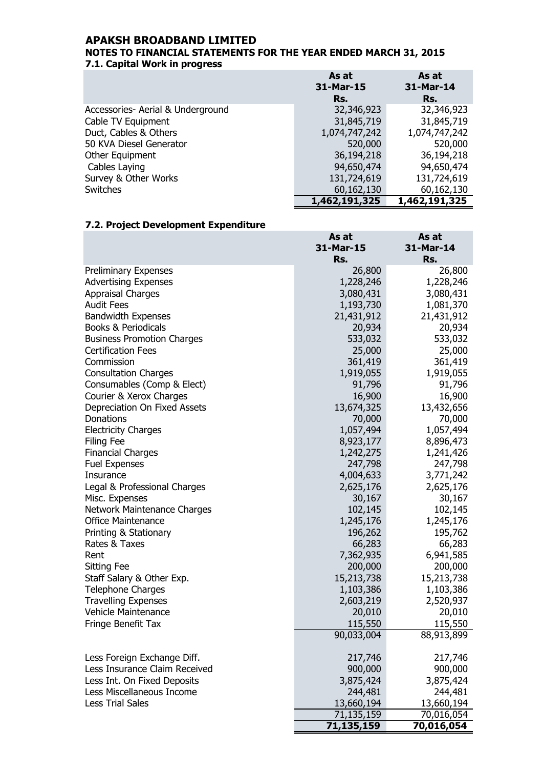# APAKSH BROADBAND LIMITED

## NOTES TO FINANCIAL STATEMENTS FOR THE YEAR ENDED MARCH 31, 2015

### 7.1. Capital Work in progress

| | As at 31-Mar-15 Rs. | As at 31-Mar-14 Rs. |
|---|---|---|
| Accessories- Aerial & Underground | 32,346,923 | 32,346,923 |
| Cable TV Equipment | 31,845,719 | 31,845,719 |
| Duct, Cables & Others | 1,074,747,242 | 1,074,747,242 |
| 50 KVA Diesel Generator | 520,000 | 520,000 |
| Other Equipment | 36,194,218 | 36,194,218 |
| Cables Laying | 94,650,474 | 94,650,474 |
| Survey & Other Works | 131,724,619 | 131,724,619 |
| Switches | 60,162,130 | 60,162,130 |
| | **1,462,191,325** | **1,462,191,325** |

### 7.2. Project Development Expenditure

| | As at 31-Mar-15 Rs. | As at 31-Mar-14 Rs. |
|---|---|---|
| Preliminary Expenses | 26,800 | 26,800 |
| Advertising Expenses | 1,228,246 | 1,228,246 |
| Appraisal Charges | 3,080,431 | 3,080,431 |
| Audit Fees | 1,193,730 | 1,081,370 |
| Bandwidth Expenses | 21,431,912 | 21,431,912 |
| Books & Periodicals | 20,934 | 20,934 |
| Business Promotion Charges | 533,032 | 533,032 |
| Certification Fees | 25,000 | 25,000 |
| Commission | 361,419 | 361,419 |
| Consultation Charges | 1,919,055 | 1,919,055 |
| Consumables (Comp & Elect) | 91,796 | 91,796 |
| Courier & Xerox Charges | 16,900 | 16,900 |
| Depreciation On Fixed Assets | 13,674,325 | 13,432,656 |
| Donations | 70,000 | 70,000 |
| Electricity Charges | 1,057,494 | 1,057,494 |
| Filing Fee | 8,923,177 | 8,896,473 |
| Financial Charges | 1,242,275 | 1,241,426 |
| Fuel Expenses | 247,798 | 247,798 |
| Insurance | 4,004,633 | 3,771,242 |
| Legal & Professional Charges | 2,625,176 | 2,625,176 |
| Misc. Expenses | 30,167 | 30,167 |
| Network Maintenance Charges | 102,145 | 102,145 |
| Office Maintenance | 1,245,176 | 1,245,176 |
| Printing & Stationary | 196,262 | 195,762 |
| Rates & Taxes | 66,283 | 66,283 |
| Rent | 7,362,935 | 6,941,585 |
| Sitting Fee | 200,000 | 200,000 |
| Staff Salary & Other Exp. | 15,213,738 | 15,213,738 |
| Telephone Charges | 1,103,386 | 1,103,386 |
| Travelling Expenses | 2,603,219 | 2,520,937 |
| Vehicle Maintenance | 20,010 | 20,010 |
| Fringe Benefit Tax | 115,550 | 115,550 |
| | 90,033,004 | 88,913,899 |
| Less Foreign Exchange Diff. | 217,746 | 217,746 |
| Less Insurance Claim Received | 900,000 | 900,000 |
| Less Int. On Fixed Deposits | 3,875,424 | 3,875,424 |
| Less Miscellaneous Income | 244,481 | 244,481 |
| Less Trial Sales | 13,660,194 | 13,660,194 |
| | 71,135,159 | 70,016,054 |
| | **71,135,159** | **70,016,054** |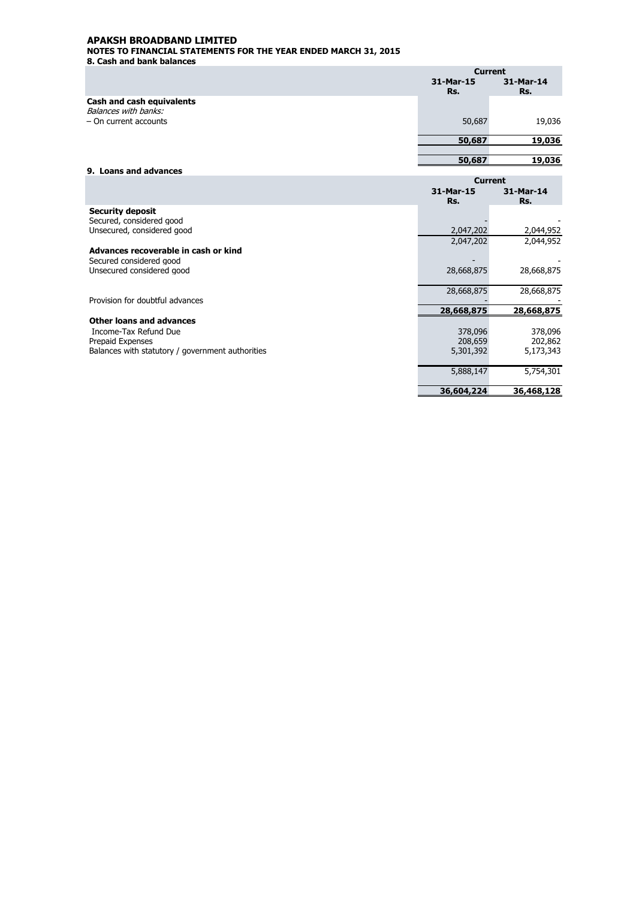# APAKSH BROADBAND LIMITED

## NOTES TO FINANCIAL STATEMENTS FOR THE YEAR ENDED MARCH 31, 2015

### 8. Cash and bank balances

| | Current | |
|---|---|---|
| | 31-Mar-15 Rs. | 31-Mar-14 Rs. |
| **Cash and cash equivalents** | | |
| *Balances with banks:* | | |
| – On current accounts | 50,687 | 19,036 |
| | **50,687** | **19,036** |
| | **50,687** | **19,036** |

### 9. Loans and advances

| | Current | |
|---|---|---|
| | 31-Mar-15 Rs. | 31-Mar-14 Rs. |
| **Security deposit** | | |
| Secured, considered good | - | - |
| Unsecured, considered good | 2,047,202 | 2,044,952 |
| | 2,047,202 | 2,044,952 |
| **Advances recoverable in cash or kind** | | |
| Secured considered good | - | - |
| Unsecured considered good | 28,668,875 | 28,668,875 |
| | 28,668,875 | 28,668,875 |
| Provision for doubtful advances | - | - |
| | **28,668,875** | **28,668,875** |
| **Other loans and advances** | | |
| Income-Tax Refund Due | 378,096 | 378,096 |
| Prepaid Expenses | 208,659 | 202,862 |
| Balances with statutory / government authorities | 5,301,392 | 5,173,343 |
| | 5,888,147 | 5,754,301 |
| | **36,604,224** | **36,468,128** |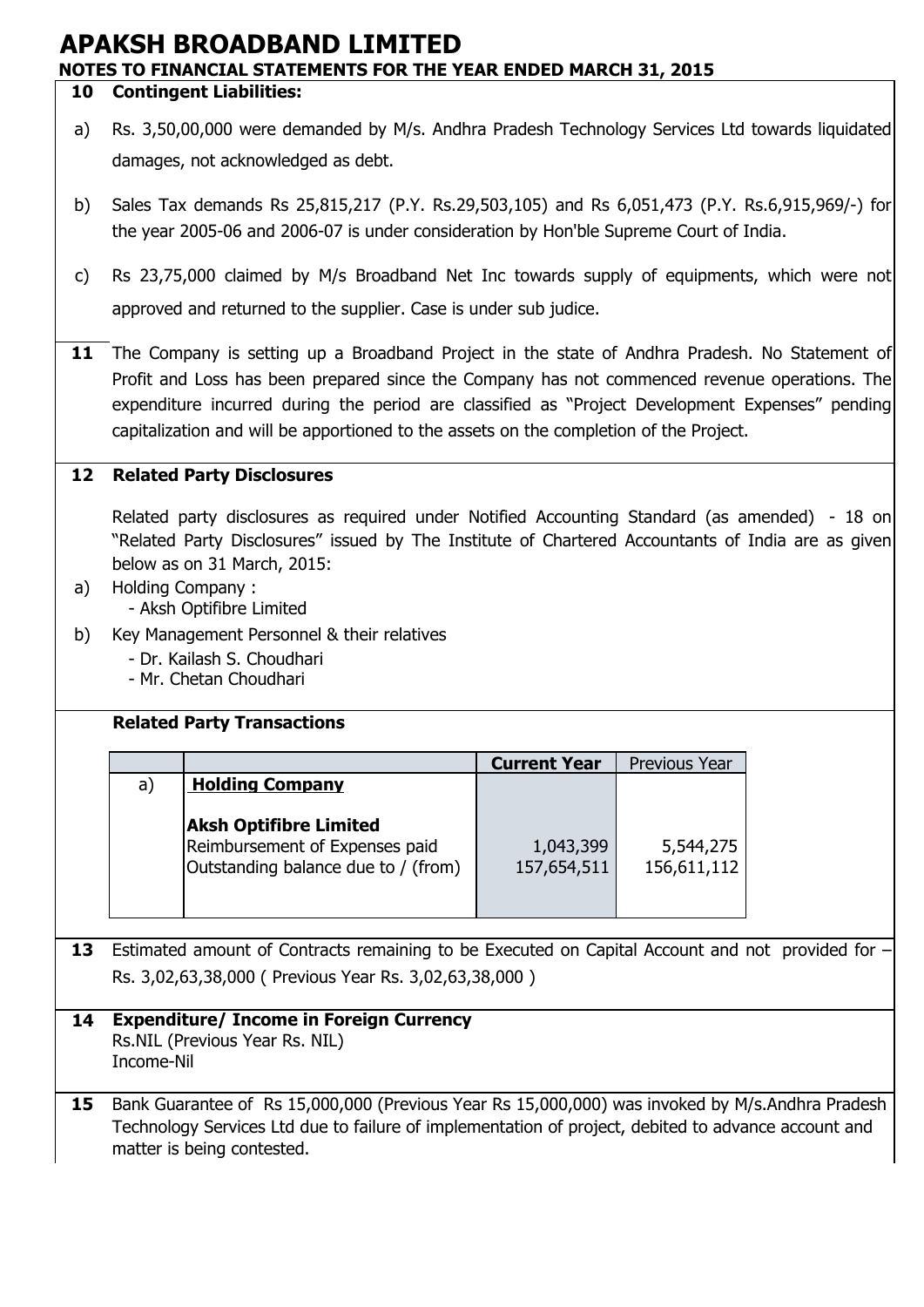# APAKSH BROADBAND LIMITED

## NOTES TO FINANCIAL STATEMENTS FOR THE YEAR ENDED MARCH 31, 2015

**10 Contingent Liabilities:**

a) Rs. 3,50,00,000 were demanded by M/s. Andhra Pradesh Technology Services Ltd towards liquidated damages, not acknowledged as debt.

b) Sales Tax demands Rs 25,815,217 (P.Y. Rs.29,503,105) and Rs 6,051,473 (P.Y. Rs.6,915,969/-) for the year 2005-06 and 2006-07 is under consideration by Hon'ble Supreme Court of India.

c) Rs 23,75,000 claimed by M/s Broadband Net Inc towards supply of equipments, which were not approved and returned to the supplier. Case is under sub judice.

**11** The Company is setting up a Broadband Project in the state of Andhra Pradesh. No Statement of Profit and Loss has been prepared since the Company has not commenced revenue operations. The expenditure incurred during the period are classified as "Project Development Expenses" pending capitalization and will be apportioned to the assets on the completion of the Project.

**12 Related Party Disclosures**

Related party disclosures as required under Notified Accounting Standard (as amended) - 18 on "Related Party Disclosures" issued by The Institute of Chartered Accountants of India are as given below as on 31 March, 2015:

a) Holding Company :
- Aksh Optifibre Limited

b) Key Management Personnel & their relatives
- Dr. Kailash S. Choudhari
- Mr. Chetan Choudhari

**Related Party Transactions**

| | | **Current Year** | Previous Year |
|---|---|---|---|
| a) | **Holding Company** | | |
| | **Aksh Optifibre Limited** | | |
| | Reimbursement of Expenses paid | 1,043,399 | 5,544,275 |
| | Outstanding balance due to / (from) | 157,654,511 | 156,611,112 |

**13** Estimated amount of Contracts remaining to be Executed on Capital Account and not provided for – Rs. 3,02,63,38,000 ( Previous Year Rs. 3,02,63,38,000 )

**14 Expenditure/ Income in Foreign Currency**
Rs.NIL (Previous Year Rs. NIL)
Income-Nil

**15** Bank Guarantee of Rs 15,000,000 (Previous Year Rs 15,000,000) was invoked by M/s.Andhra Pradesh Technology Services Ltd due to failure of implementation of project, debited to advance account and matter is being contested.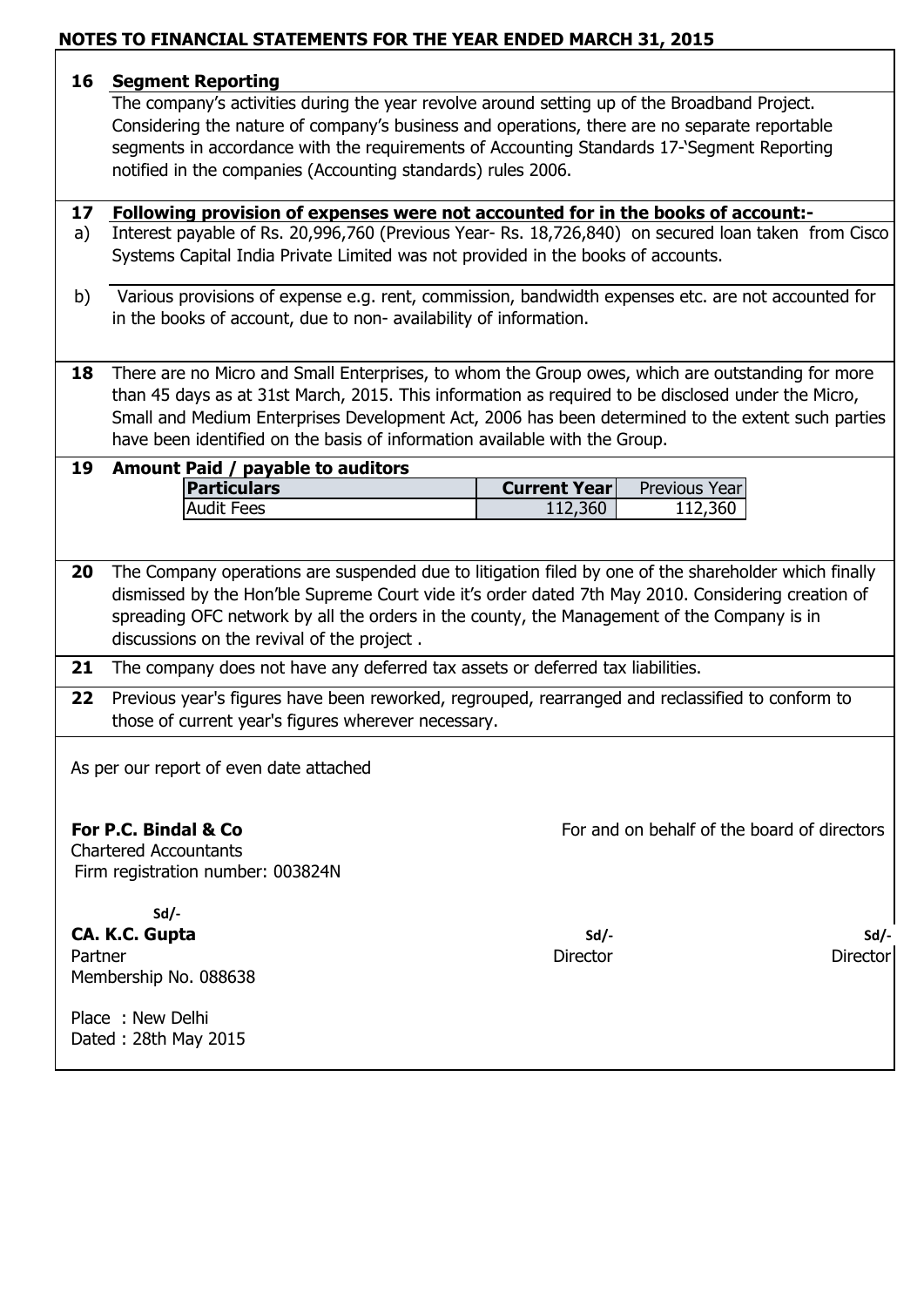## NOTES TO FINANCIAL STATEMENTS FOR THE YEAR ENDED MARCH 31, 2015

**16 Segment Reporting**

The company's activities during the year revolve around setting up of the Broadband Project. Considering the nature of company's business and operations, there are no separate reportable segments in accordance with the requirements of Accounting Standards 17-'Segment Reporting notified in the companies (Accounting standards) rules 2006.

**17 Following provision of expenses were not accounted for in the books of account:-**

a) Interest payable of Rs. 20,996,760 (Previous Year- Rs. 18,726,840) on secured loan taken from Cisco Systems Capital India Private Limited was not provided in the books of accounts.

b) Various provisions of expense e.g. rent, commission, bandwidth expenses etc. are not accounted for in the books of account, due to non- availability of information.

**18** There are no Micro and Small Enterprises, to whom the Group owes, which are outstanding for more than 45 days as at 31st March, 2015. This information as required to be disclosed under the Micro, Small and Medium Enterprises Development Act, 2006 has been determined to the extent such parties have been identified on the basis of information available with the Group.

**19 Amount Paid / payable to auditors**

| Particulars | Current Year | Previous Year |
|---|---|---|
| Audit Fees | 112,360 | 112,360 |

**20** The Company operations are suspended due to litigation filed by one of the shareholder which finally dismissed by the Hon'ble Supreme Court vide it's order dated 7th May 2010. Considering creation of spreading OFC network by all the orders in the county, the Management of the Company is in discussions on the revival of the project .

**21** The company does not have any deferred tax assets or deferred tax liabilities.

**22** Previous year's figures have been reworked, regrouped, rearranged and reclassified to conform to those of current year's figures wherever necessary.

As per our report of even date attached

**For P.C. Bindal & Co**
Chartered Accountants
Firm registration number: 003824N

For and on behalf of the board of directors

Sd/-
**CA. K.C. Gupta**
Partner
Membership No. 088638

Sd/-
Director

Sd/-
Director

Place : New Delhi
Dated : 28th May 2015